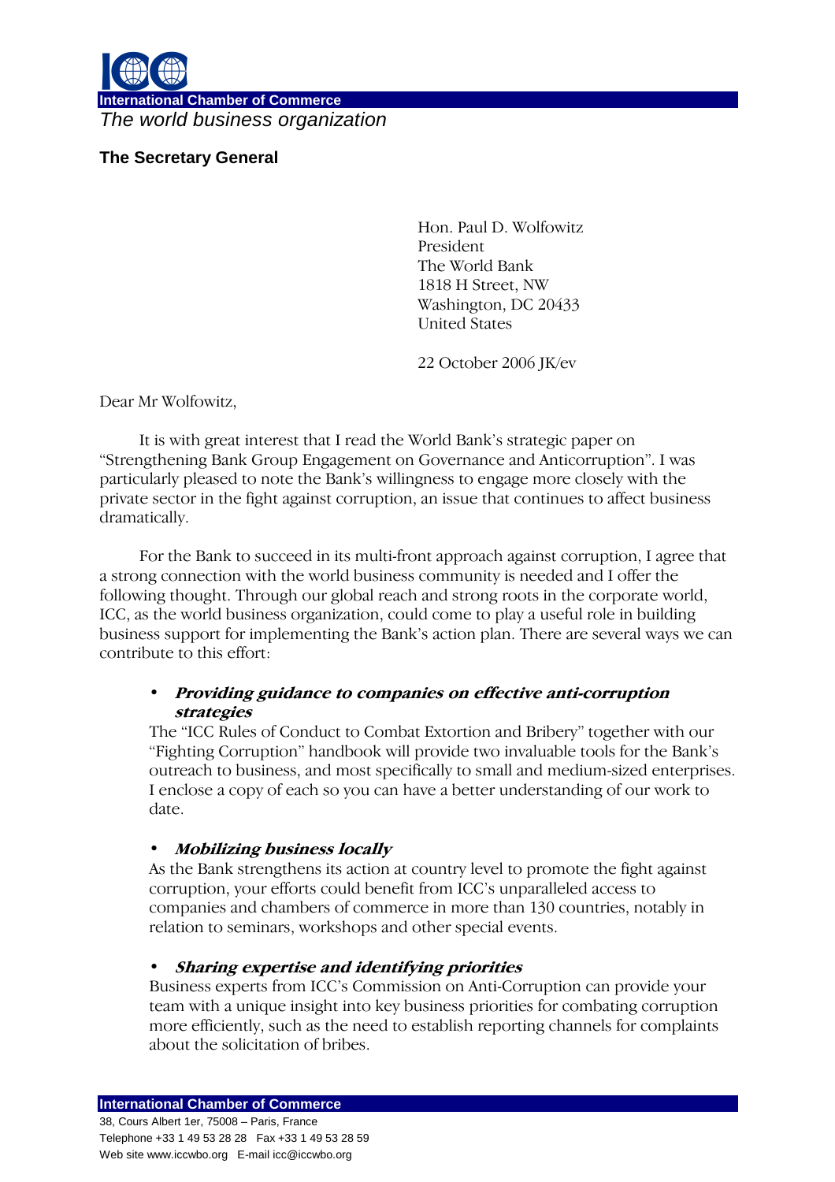International Chamber of Commerce

*The world business organization*

**The Secretary General**

Hon. Paul D. Wolfowitz
President
The World Bank
1818 H Street, NW
Washington, DC 20433
United States

22 October 2006 JK/ev

Dear Mr Wolfowitz,

It is with great interest that I read the World Bank's strategic paper on "Strengthening Bank Group Engagement on Governance and Anticorruption". I was particularly pleased to note the Bank's willingness to engage more closely with the private sector in the fight against corruption, an issue that continues to affect business dramatically.

For the Bank to succeed in its multi-front approach against corruption, I agree that a strong connection with the world business community is needed and I offer the following thought. Through our global reach and strong roots in the corporate world, ICC, as the world business organization, could come to play a useful role in building business support for implementing the Bank's action plan. There are several ways we can contribute to this effort:

- ***Providing guidance to companies on effective anti-corruption strategies***
  The "ICC Rules of Conduct to Combat Extortion and Bribery" together with our "Fighting Corruption" handbook will provide two invaluable tools for the Bank's outreach to business, and most specifically to small and medium-sized enterprises. I enclose a copy of each so you can have a better understanding of our work to date.

- ***Mobilizing business locally***
  As the Bank strengthens its action at country level to promote the fight against corruption, your efforts could benefit from ICC's unparalleled access to companies and chambers of commerce in more than 130 countries, notably in relation to seminars, workshops and other special events.

- ***Sharing expertise and identifying priorities***
  Business experts from ICC's Commission on Anti-Corruption can provide your team with a unique insight into key business priorities for combating corruption more efficiently, such as the need to establish reporting channels for complaints about the solicitation of bribes.

**International Chamber of Commerce**
38, Cours Albert 1er, 75008 – Paris, France
Telephone +33 1 49 53 28 28 Fax +33 1 49 53 28 59
Web site www.iccwbo.org E-mail icc@iccwbo.org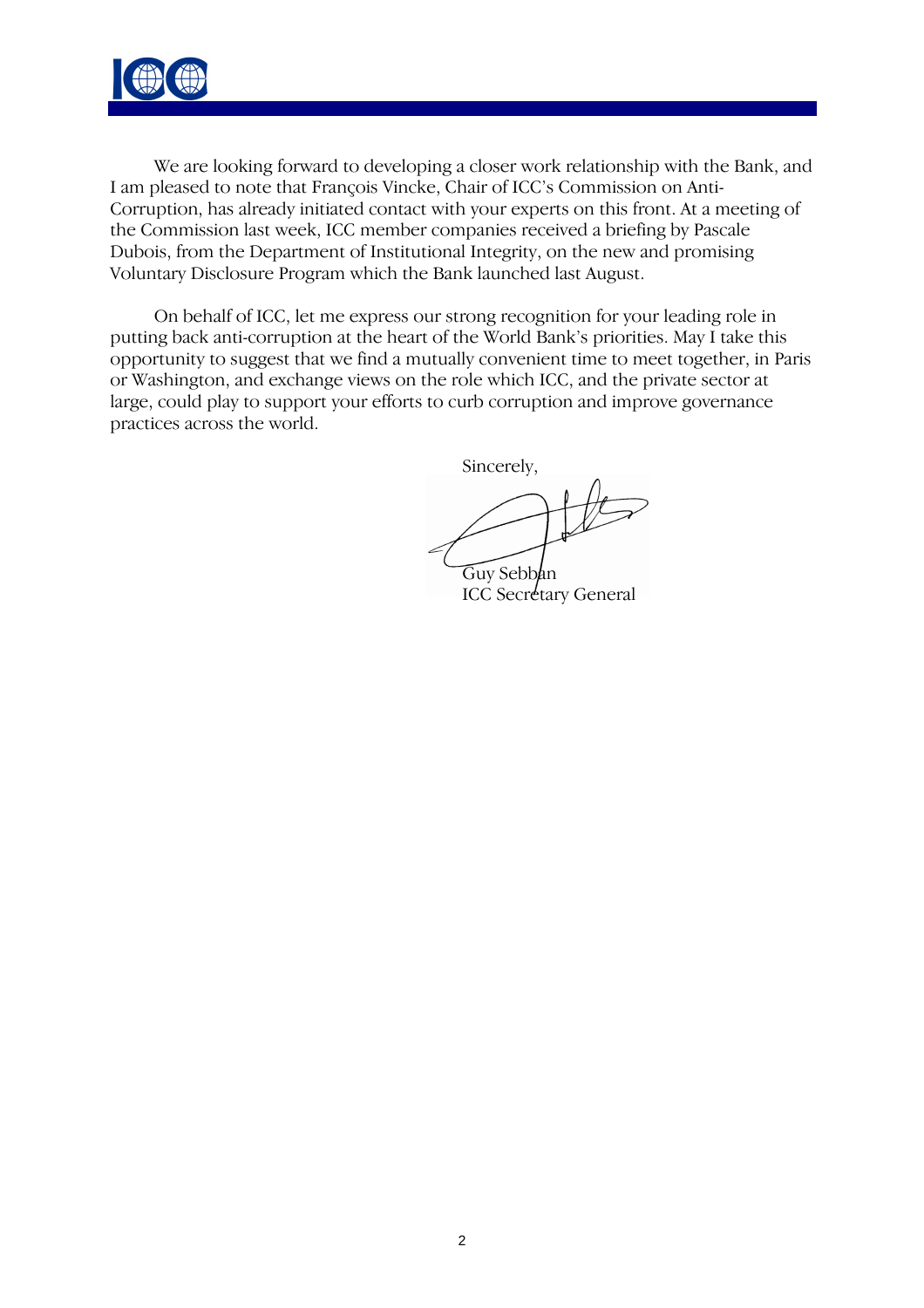We are looking forward to developing a closer work relationship with the Bank, and I am pleased to note that François Vincke, Chair of ICC's Commission on Anti-Corruption, has already initiated contact with your experts on this front. At a meeting of the Commission last week, ICC member companies received a briefing by Pascale Dubois, from the Department of Institutional Integrity, on the new and promising Voluntary Disclosure Program which the Bank launched last August.

On behalf of ICC, let me express our strong recognition for your leading role in putting back anti-corruption at the heart of the World Bank's priorities. May I take this opportunity to suggest that we find a mutually convenient time to meet together, in Paris or Washington, and exchange views on the role which ICC, and the private sector at large, could play to support your efforts to curb corruption and improve governance practices across the world.

Sincerely,

Guy Sebban
ICC Secretary General